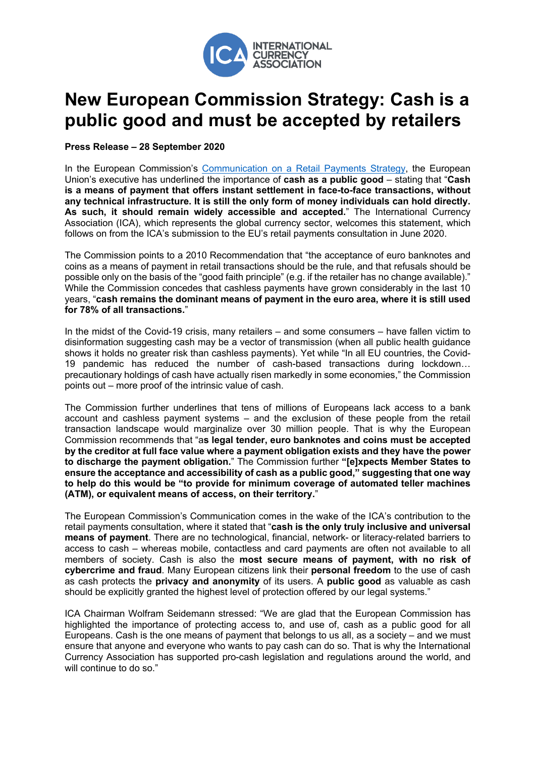# New European Commission Strategy: Cash is a public good and must be accepted by retailers

**Press Release – 28 September 2020**

In the European Commission's Communication on a Retail Payments Strategy, the European Union's executive has underlined the importance of **cash as a public good** – stating that "**Cash is a means of payment that offers instant settlement in face-to-face transactions, without any technical infrastructure. It is still the only form of money individuals can hold directly. As such, it should remain widely accessible and accepted.**" The International Currency Association (ICA), which represents the global currency sector, welcomes this statement, which follows on from the ICA's submission to the EU's retail payments consultation in June 2020.

The Commission points to a 2010 Recommendation that "the acceptance of euro banknotes and coins as a means of payment in retail transactions should be the rule, and that refusals should be possible only on the basis of the "good faith principle" (e.g. if the retailer has no change available)." While the Commission concedes that cashless payments have grown considerably in the last 10 years, "**cash remains the dominant means of payment in the euro area, where it is still used for 78% of all transactions.**"

In the midst of the Covid-19 crisis, many retailers – and some consumers – have fallen victim to disinformation suggesting cash may be a vector of transmission (when all public health guidance shows it holds no greater risk than cashless payments). Yet while "In all EU countries, the Covid-19 pandemic has reduced the number of cash-based transactions during lockdown… precautionary holdings of cash have actually risen markedly in some economies," the Commission points out – more proof of the intrinsic value of cash.

The Commission further underlines that tens of millions of Europeans lack access to a bank account and cashless payment systems – and the exclusion of these people from the retail transaction landscape would marginalize over 30 million people. That is why the European Commission recommends that "a**s legal tender, euro banknotes and coins must be accepted by the creditor at full face value where a payment obligation exists and they have the power to discharge the payment obligation.**" The Commission further **"[e]xpects Member States to ensure the acceptance and accessibility of cash as a public good," suggesting that one way to help do this would be "to provide for minimum coverage of automated teller machines (ATM), or equivalent means of access, on their territory.**"

The European Commission's Communication comes in the wake of the ICA's contribution to the retail payments consultation, where it stated that "**cash is the only truly inclusive and universal means of payment**. There are no technological, financial, network- or literacy-related barriers to access to cash – whereas mobile, contactless and card payments are often not available to all members of society. Cash is also the **most secure means of payment, with no risk of cybercrime and fraud**. Many European citizens link their **personal freedom** to the use of cash as cash protects the **privacy and anonymity** of its users. A **public good** as valuable as cash should be explicitly granted the highest level of protection offered by our legal systems."

ICA Chairman Wolfram Seidemann stressed: "We are glad that the European Commission has highlighted the importance of protecting access to, and use of, cash as a public good for all Europeans. Cash is the one means of payment that belongs to us all, as a society – and we must ensure that anyone and everyone who wants to pay cash can do so. That is why the International Currency Association has supported pro-cash legislation and regulations around the world, and will continue to do so."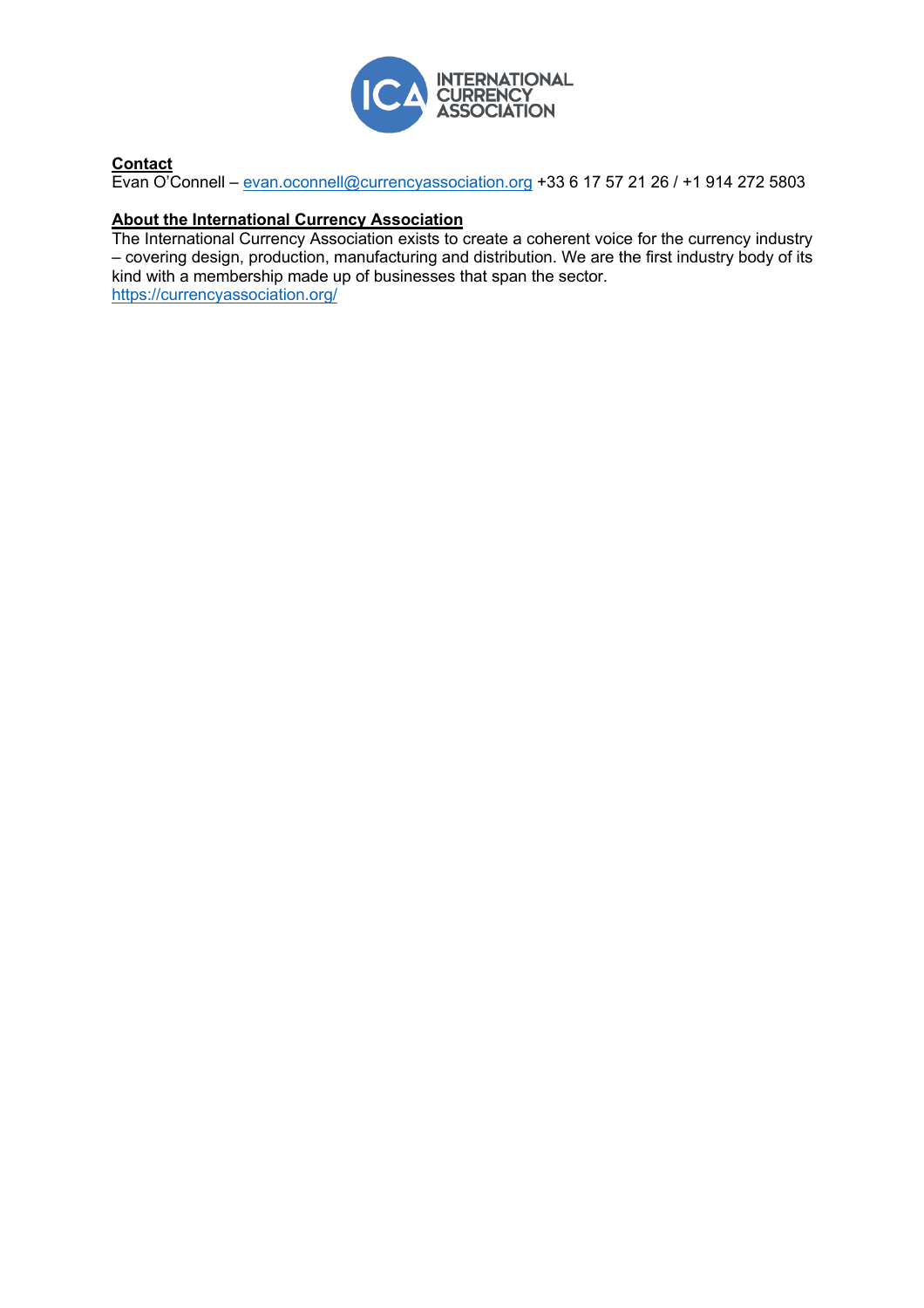**Contact**
Evan O'Connell – evan.oconnell@currencyassociation.org +33 6 17 57 21 26 / +1 914 272 5803

**About the International Currency Association**
The International Currency Association exists to create a coherent voice for the currency industry – covering design, production, manufacturing and distribution. We are the first industry body of its kind with a membership made up of businesses that span the sector.
https://currencyassociation.org/